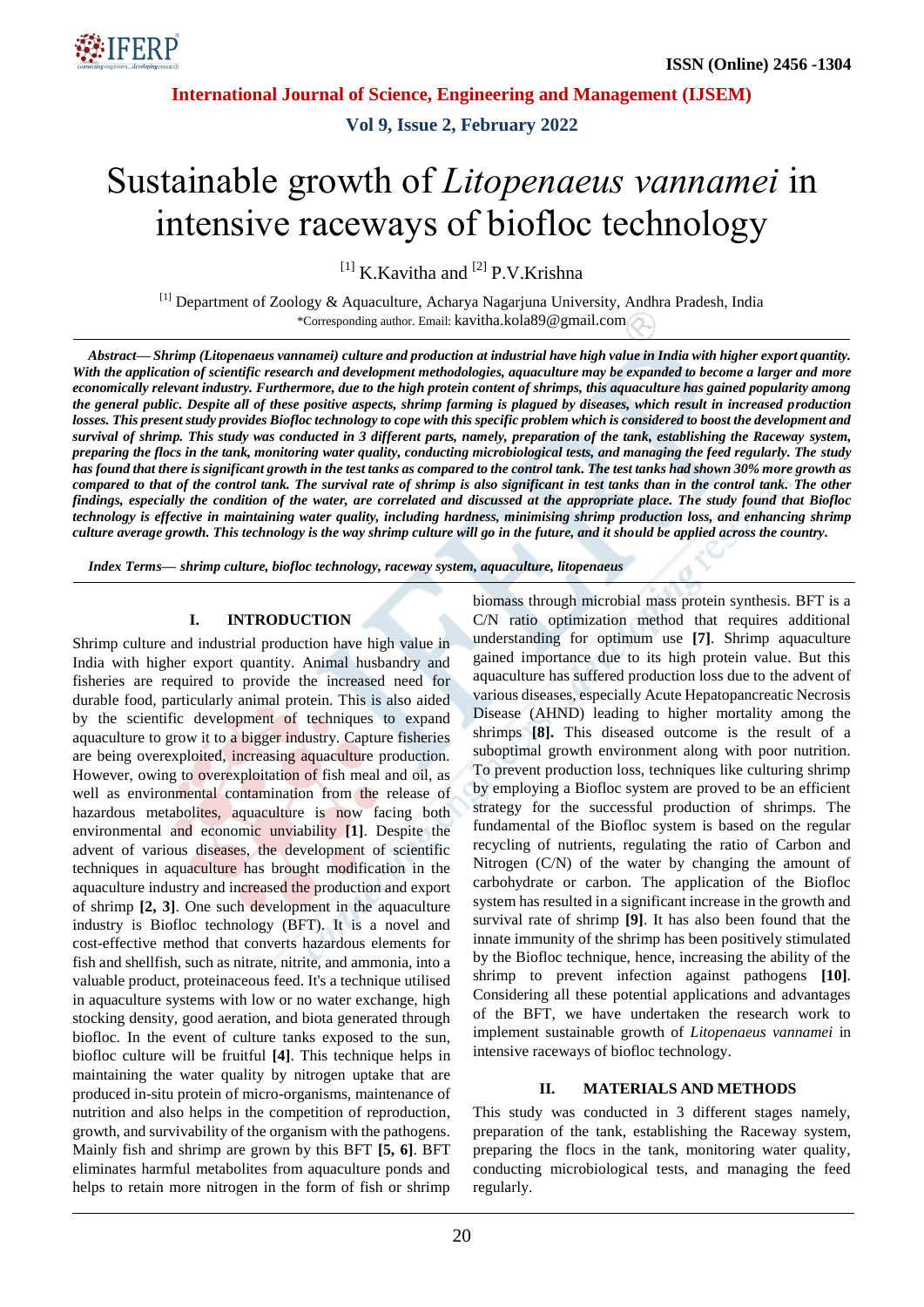# Sustainable growth of *Litopenaeus vannamei* in intensive raceways of biofloc technology

[1] K.Kavitha and [2] P.V.Krishna

[1] Department of Zoology & Aquaculture, Acharya Nagarjuna University, Andhra Pradesh, India
*Corresponding author. Email: kavitha.kola89@gmail.com

***Abstract*— *Shrimp (Litopenaeus vannamei) culture and production at industrial have high value in India with higher export quantity. With the application of scientific research and development methodologies, aquaculture may be expanded to become a larger and more economically relevant industry. Furthermore, due to the high protein content of shrimps, this aquaculture has gained popularity among the general public. Despite all of these positive aspects, shrimp farming is plagued by diseases, which result in increased production losses. This present study provides Biofloc technology to cope with this specific problem which is considered to boost the development and survival of shrimp. This study was conducted in 3 different parts, namely, preparation of the tank, establishing the Raceway system, preparing the flocs in the tank, monitoring water quality, conducting microbiological tests, and managing the feed regularly. The study has found that there is significant growth in the test tanks as compared to the control tank. The test tanks had shown 30% more growth as compared to that of the control tank. The survival rate of shrimp is also significant in test tanks than in the control tank. The other findings, especially the condition of the water, are correlated and discussed at the appropriate place. The study found that Biofloc technology is effective in maintaining water quality, including hardness, minimising shrimp production loss, and enhancing shrimp culture average growth. This technology is the way shrimp culture will go in the future, and it should be applied across the country.***

***Index Terms*— *shrimp culture, biofloc technology, raceway system, aquaculture, litopenaeus***

## I. INTRODUCTION

Shrimp culture and industrial production have high value in India with higher export quantity. Animal husbandry and fisheries are required to provide the increased need for durable food, particularly animal protein. This is also aided by the scientific development of techniques to expand aquaculture to grow it to a bigger industry. Capture fisheries are being overexploited, increasing aquaculture production. However, owing to overexploitation of fish meal and oil, as well as environmental contamination from the release of hazardous metabolites, aquaculture is now facing both environmental and economic unviability **[1]**. Despite the advent of various diseases, the development of scientific techniques in aquaculture has brought modification in the aquaculture industry and increased the production and export of shrimp **[2, 3]**. One such development in the aquaculture industry is Biofloc technology (BFT). It is a novel and cost-effective method that converts hazardous elements for fish and shellfish, such as nitrate, nitrite, and ammonia, into a valuable product, proteinaceous feed. It's a technique utilised in aquaculture systems with low or no water exchange, high stocking density, good aeration, and biota generated through biofloc. In the event of culture tanks exposed to the sun, biofloc culture will be fruitful **[4]**. This technique helps in maintaining the water quality by nitrogen uptake that are produced in-situ protein of micro-organisms, maintenance of nutrition and also helps in the competition of reproduction, growth, and survivability of the organism with the pathogens. Mainly fish and shrimp are grown by this BFT **[5, 6]**. BFT eliminates harmful metabolites from aquaculture ponds and helps to retain more nitrogen in the form of fish or shrimp biomass through microbial mass protein synthesis. BFT is a C/N ratio optimization method that requires additional understanding for optimum use **[7]**. Shrimp aquaculture gained importance due to its high protein value. But this aquaculture has suffered production loss due to the advent of various diseases, especially Acute Hepatopancreatic Necrosis Disease (AHND) leading to higher mortality among the shrimps **[8].** This diseased outcome is the result of a suboptimal growth environment along with poor nutrition. To prevent production loss, techniques like culturing shrimp by employing a Biofloc system are proved to be an efficient strategy for the successful production of shrimps. The fundamental of the Biofloc system is based on the regular recycling of nutrients, regulating the ratio of Carbon and Nitrogen (C/N) of the water by changing the amount of carbohydrate or carbon. The application of the Biofloc system has resulted in a significant increase in the growth and survival rate of shrimp **[9]**. It has also been found that the innate immunity of the shrimp has been positively stimulated by the Biofloc technique, hence, increasing the ability of the shrimp to prevent infection against pathogens **[10]**. Considering all these potential applications and advantages of the BFT, we have undertaken the research work to implement sustainable growth of *Litopenaeus vannamei* in intensive raceways of biofloc technology.

## II. MATERIALS AND METHODS

This study was conducted in 3 different stages namely, preparation of the tank, establishing the Raceway system, preparing the flocs in the tank, monitoring water quality, conducting microbiological tests, and managing the feed regularly.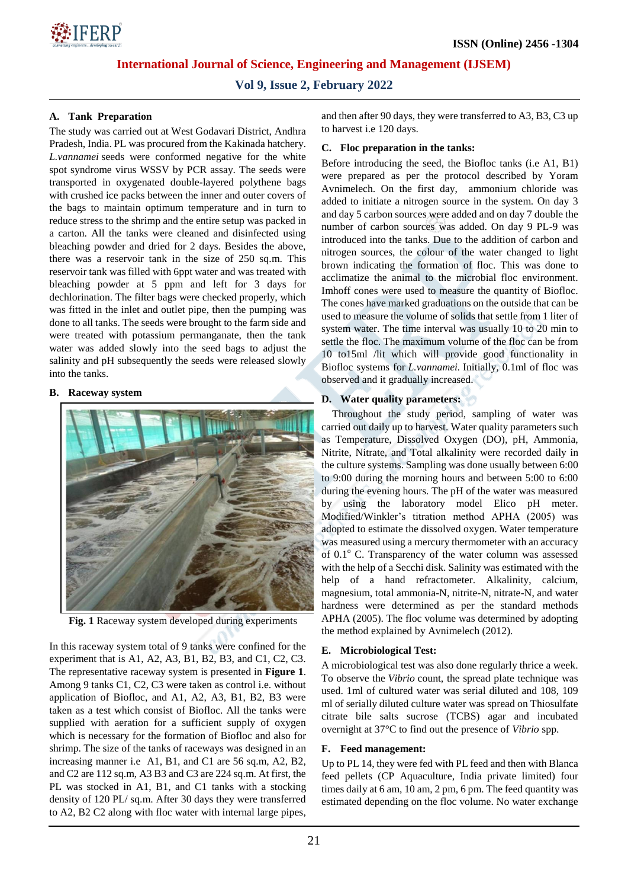### A. Tank Preparation

The study was carried out at West Godavari District, Andhra Pradesh, India. PL was procured from the Kakinada hatchery. *L.vannamei* seeds were conformed negative for the white spot syndrome virus WSSV by PCR assay. The seeds were transported in oxygenated double-layered polythene bags with crushed ice packs between the inner and outer covers of the bags to maintain optimum temperature and in turn to reduce stress to the shrimp and the entire setup was packed in a carton. All the tanks were cleaned and disinfected using bleaching powder and dried for 2 days. Besides the above, there was a reservoir tank in the size of 250 sq.m. This reservoir tank was filled with 6ppt water and was treated with bleaching powder at 5 ppm and left for 3 days for dechlorination. The filter bags were checked properly, which was fitted in the inlet and outlet pipe, then the pumping was done to all tanks. The seeds were brought to the farm side and were treated with potassium permanganate, then the tank water was added slowly into the seed bags to adjust the salinity and pH subsequently the seeds were released slowly into the tanks.

### B. Raceway system

**Fig. 1** Raceway system developed during experiments

In this raceway system total of 9 tanks were confined for the experiment that is A1, A2, A3, B1, B2, B3, and C1, C2, C3. The representative raceway system is presented in **Figure 1**. Among 9 tanks C1, C2, C3 were taken as control i.e. without application of Biofloc, and A1, A2, A3, B1, B2, B3 were taken as a test which consist of Biofloc. All the tanks were supplied with aeration for a sufficient supply of oxygen which is necessary for the formation of Biofloc and also for shrimp. The size of the tanks of raceways was designed in an increasing manner i.e A1, B1, and C1 are 56 sq.m, A2, B2, and C2 are 112 sq.m, A3 B3 and C3 are 224 sq.m. At first, the PL was stocked in A1, B1, and C1 tanks with a stocking density of 120 PL/ sq.m. After 30 days they were transferred to A2, B2 C2 along with floc water with internal large pipes, and then after 90 days, they were transferred to A3, B3, C3 up to harvest i.e 120 days.

### C. Floc preparation in the tanks:

Before introducing the seed, the Biofloc tanks (i.e A1, B1) were prepared as per the protocol described by Yoram Avnimelech. On the first day, ammonium chloride was added to initiate a nitrogen source in the system. On day 3 and day 5 carbon sources were added and on day 7 double the number of carbon sources was added. On day 9 PL-9 was introduced into the tanks. Due to the addition of carbon and nitrogen sources, the colour of the water changed to light brown indicating the formation of floc. This was done to acclimatize the animal to the microbial floc environment. Imhoff cones were used to measure the quantity of Biofloc. The cones have marked graduations on the outside that can be used to measure the volume of solids that settle from 1 liter of system water. The time interval was usually 10 to 20 min to settle the floc. The maximum volume of the floc can be from 10 to15ml /lit which will provide good functionality in Biofloc systems for *L.vannamei.* Initially, 0.1ml of floc was observed and it gradually increased.

### D. Water quality parameters:

Throughout the study period, sampling of water was carried out daily up to harvest. Water quality parameters such as Temperature, Dissolved Oxygen (DO), pH, Ammonia, Nitrite, Nitrate, and Total alkalinity were recorded daily in the culture systems. Sampling was done usually between 6:00 to 9:00 during the morning hours and between 5:00 to 6:00 during the evening hours. The pH of the water was measured by using the laboratory model Elico pH meter. Modified/Winkler's titration method APHA (2005) was adopted to estimate the dissolved oxygen. Water temperature was measured using a mercury thermometer with an accuracy of 0.1$^{o}$ C. Transparency of the water column was assessed with the help of a Secchi disk. Salinity was estimated with the help of a hand refractometer. Alkalinity, calcium, magnesium, total ammonia-N, nitrite-N, nitrate-N, and water hardness were determined as per the standard methods APHA (2005). The floc volume was determined by adopting the method explained by Avnimelech (2012).

### E. Microbiological Test:

A microbiological test was also done regularly thrice a week. To observe the *Vibrio* count, the spread plate technique was used. 1ml of cultured water was serial diluted and 108, 109 ml of serially diluted culture water was spread on Thiosulfate citrate bile salts sucrose (TCBS) agar and incubated overnight at 37°C to find out the presence of *Vibrio* spp.

### F. Feed management:

Up to PL 14, they were fed with PL feed and then with Blanca feed pellets (CP Aquaculture, India private limited) four times daily at 6 am, 10 am, 2 pm, 6 pm. The feed quantity was estimated depending on the floc volume. No water exchange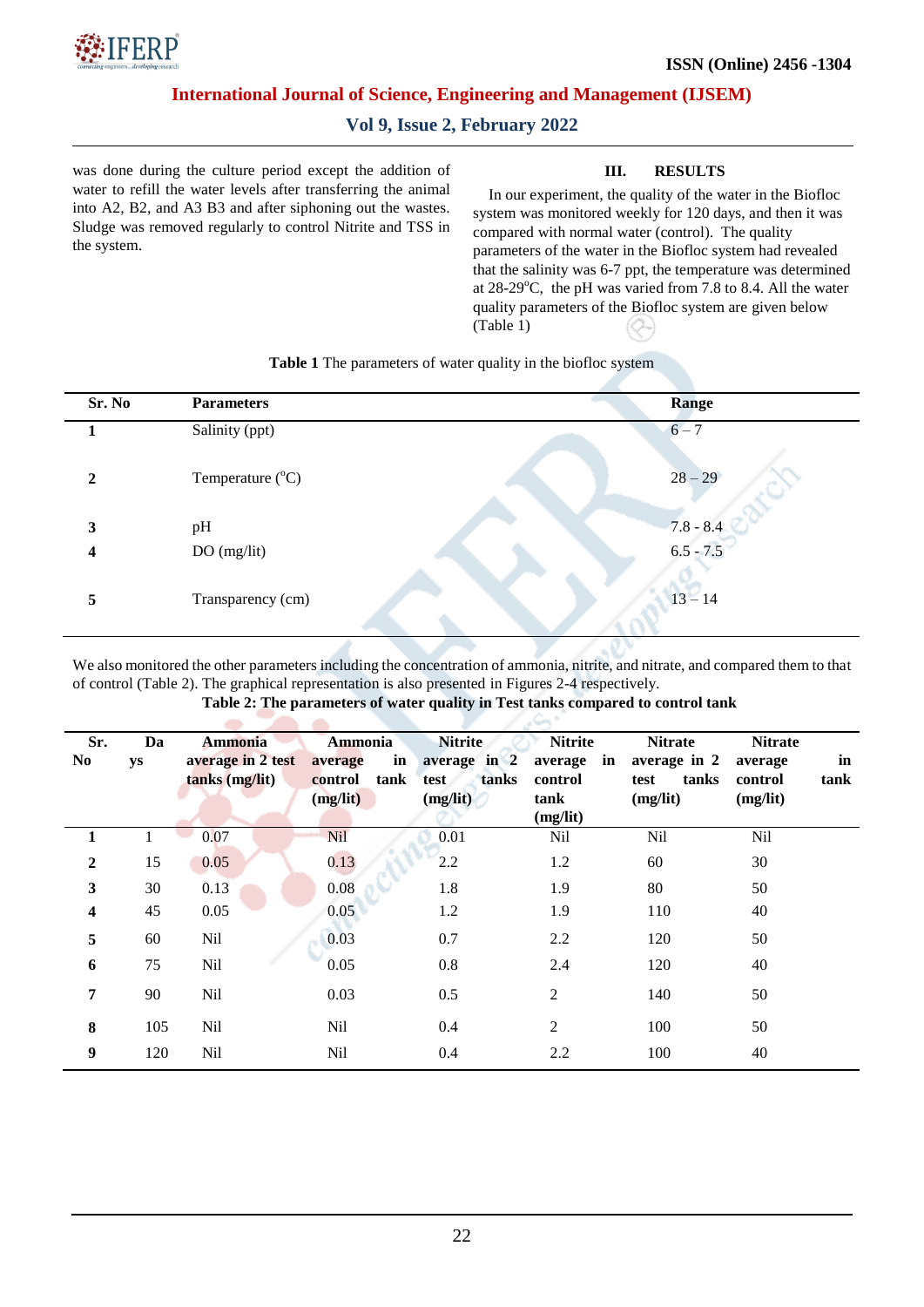was done during the culture period except the addition of water to refill the water levels after transferring the animal into A2, B2, and A3 B3 and after siphoning out the wastes. Sludge was removed regularly to control Nitrite and TSS in the system.

## III. RESULTS

In our experiment, the quality of the water in the Biofloc system was monitored weekly for 120 days, and then it was compared with normal water (control). The quality parameters of the water in the Biofloc system had revealed that the salinity was 6-7 ppt, the temperature was determined at 28-29$^{o}$C, the pH was varied from 7.8 to 8.4. All the water quality parameters of the Biofloc system are given below (Table 1)

**Table 1** The parameters of water quality in the biofloc system

| Sr. No | Parameters | Range |
|---|---|---|
| **1** | Salinity (ppt) | 6 – 7 |
| **2** | Temperature ($^{o}$C) | 28 – 29 |
| **3** | pH | 7.8 - 8.4 |
| **4** | DO (mg/lit) | 6.5 - 7.5 |
| **5** | Transparency (cm) | 13 – 14 |

We also monitored the other parameters including the concentration of ammonia, nitrite, and nitrate, and compared them to that of control (Table 2). The graphical representation is also presented in Figures 2-4 respectively.

**Table 2: The parameters of water quality in Test tanks compared to control tank**

| Sr. No | Days | Ammonia average in 2 test tanks (mg/lit) | Ammonia average in control tank (mg/lit) | Nitrite average in 2 test tanks (mg/lit) | Nitrite average in control tank (mg/lit) | Nitrate average in 2 test tanks (mg/lit) | Nitrate average in control tank (mg/lit) |
|---|---|---|---|---|---|---|---|
| **1** | 1 | 0.07 | Nil | 0.01 | Nil | Nil | Nil |
| **2** | 15 | 0.05 | 0.13 | 2.2 | 1.2 | 60 | 30 |
| **3** | 30 | 0.13 | 0.08 | 1.8 | 1.9 | 80 | 50 |
| **4** | 45 | 0.05 | 0.05 | 1.2 | 1.9 | 110 | 40 |
| **5** | 60 | Nil | 0.03 | 0.7 | 2.2 | 120 | 50 |
| **6** | 75 | Nil | 0.05 | 0.8 | 2.4 | 120 | 40 |
| **7** | 90 | Nil | 0.03 | 0.5 | 2 | 140 | 50 |
| **8** | 105 | Nil | Nil | 0.4 | 2 | 100 | 50 |
| **9** | 120 | Nil | Nil | 0.4 | 2.2 | 100 | 40 |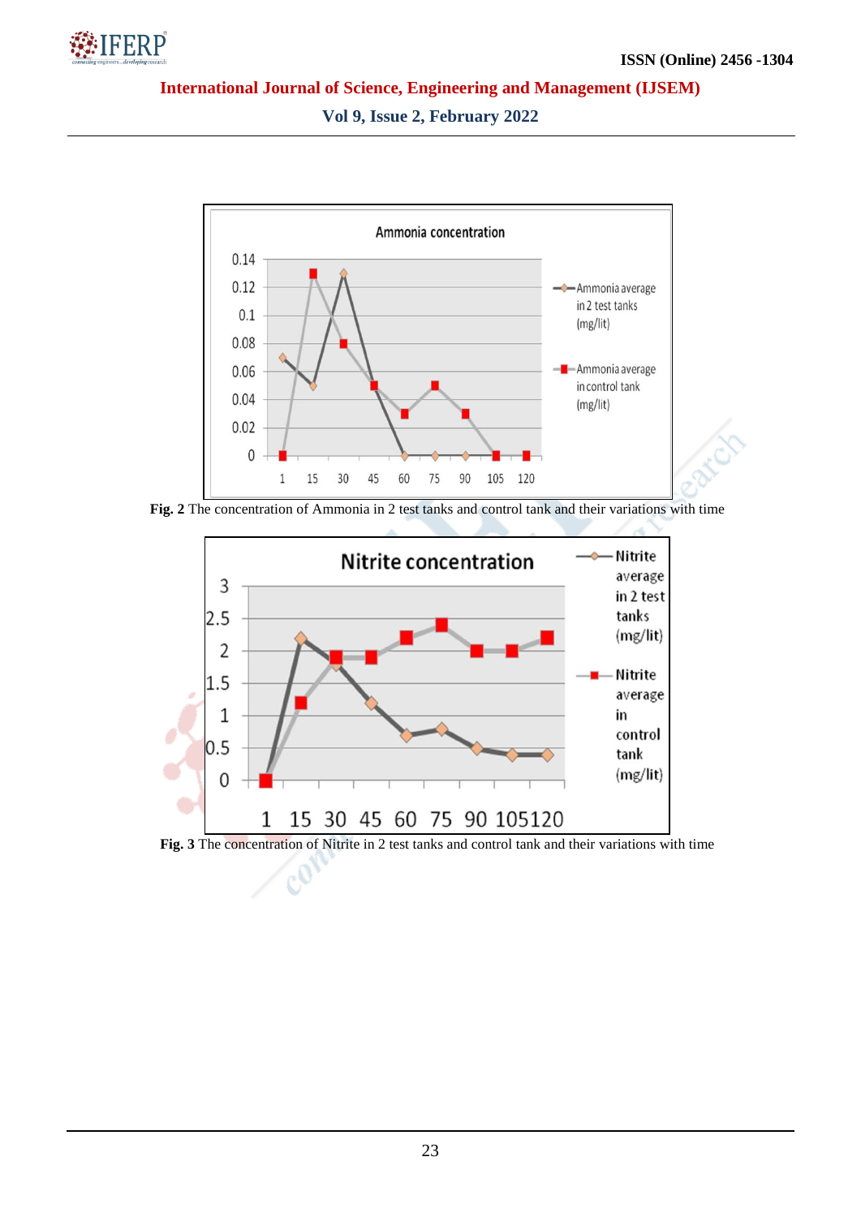**Fig. 2** The concentration of Ammonia in 2 test tanks and control tank and their variations with time

**Fig. 3** The concentration of Nitrite in 2 test tanks and control tank and their variations with time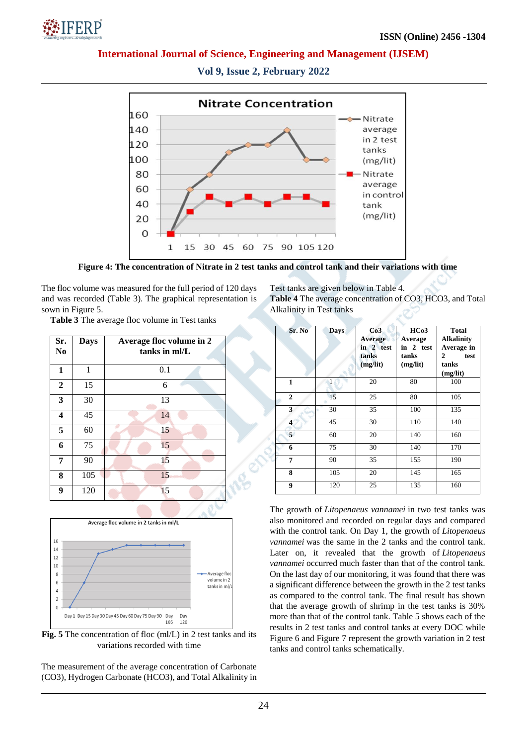**Figure 4: The concentration of Nitrate in 2 test tanks and control tank and their variations with time**

The floc volume was measured for the full period of 120 days and was recorded (Table 3). The graphical representation is sown in Figure 5.

**Table 3** The average floc volume in Test tanks

| Sr. No | Days | Average floc volume in 2 tanks in ml/L |
|---|---|---|
| **1** | 1 | 0.1 |
| **2** | 15 | 6 |
| **3** | 30 | 13 |
| **4** | 45 | 14 |
| **5** | 60 | 15 |
| **6** | 75 | 15 |
| **7** | 90 | 15 |
| **8** | 105 | 15 |
| **9** | 120 | 15 |

**Fig. 5** The concentration of floc (ml/L) in 2 test tanks and its variations recorded with time

The measurement of the average concentration of Carbonate (CO3), Hydrogen Carbonate (HCO3), and Total Alkalinity in Test tanks are given below in Table 4.

**Table 4** The average concentration of CO3, HCO3, and Total Alkalinity in Test tanks

| Sr. No | Days | Co3 Average in 2 test tanks (mg/lit) | HCo3 Average in 2 test tanks (mg/lit) | Total Alkalinity Average in 2 test tanks (mg/lit) |
|---|---|---|---|---|
| **1** | 1 | 20 | 80 | 100 |
| **2** | 15 | 25 | 80 | 105 |
| **3** | 30 | 35 | 100 | 135 |
| **4** | 45 | 30 | 110 | 140 |
| **5** | 60 | 20 | 140 | 160 |
| **6** | 75 | 30 | 140 | 170 |
| **7** | 90 | 35 | 155 | 190 |
| **8** | 105 | 20 | 145 | 165 |
| **9** | 120 | 25 | 135 | 160 |

The growth of *Litopenaeus vannamei* in two test tanks was also monitored and recorded on regular days and compared with the control tank. On Day 1, the growth of *Litopenaeus vannamei* was the same in the 2 tanks and the control tank. Later on, it revealed that the growth of *Litopenaeus vannamei* occurred much faster than that of the control tank. On the last day of our monitoring, it was found that there was a significant difference between the growth in the 2 test tanks as compared to the control tank. The final result has shown that the average growth of shrimp in the test tanks is 30% more than that of the control tank. Table 5 shows each of the results in 2 test tanks and control tanks at every DOC while Figure 6 and Figure 7 represent the growth variation in 2 test tanks and control tanks schematically.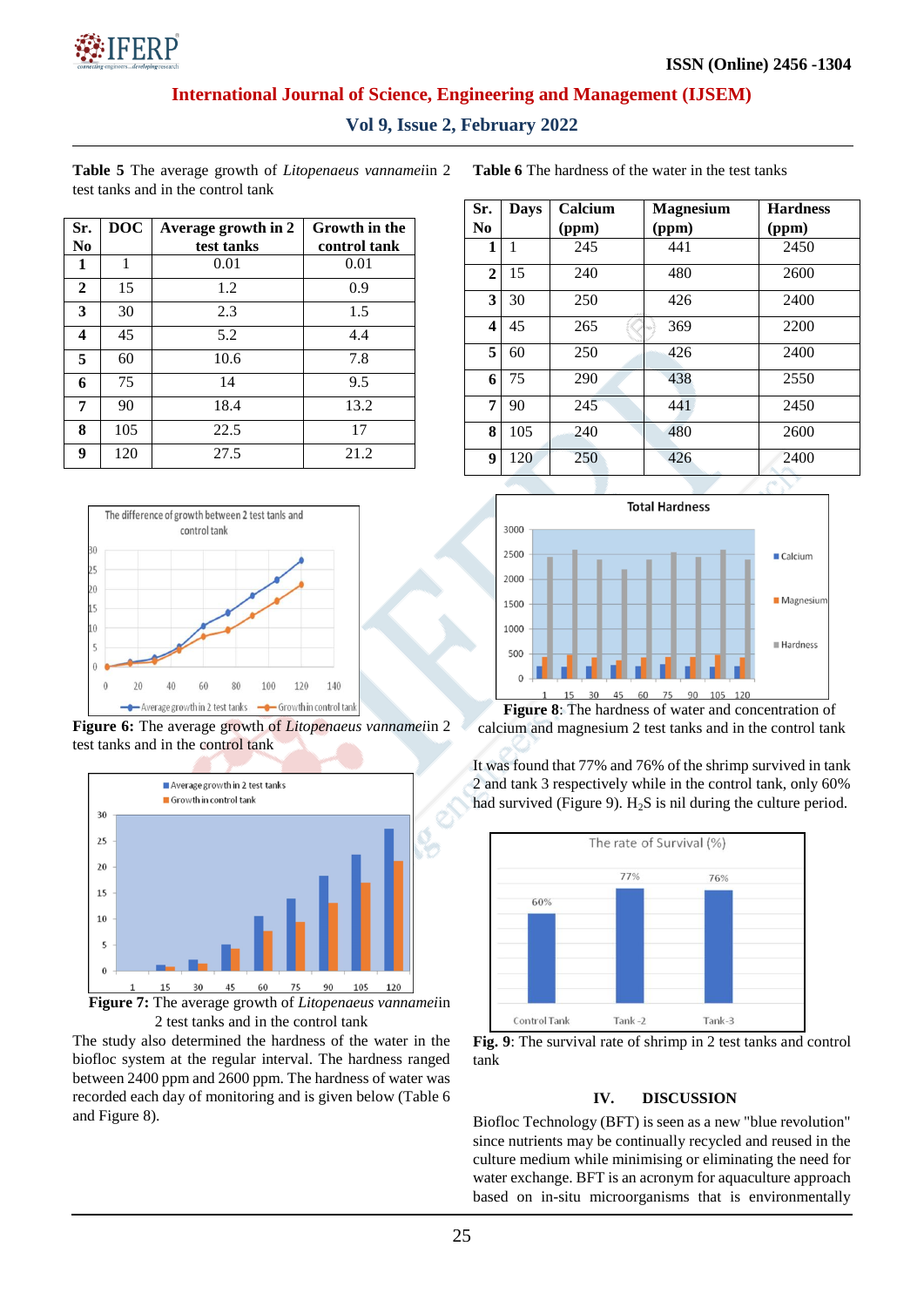**Table 5** The average growth of *Litopenaeus vannamei*in 2 test tanks and in the control tank

| Sr. No | DOC | Average growth in 2 test tanks | Growth in the control tank |
|---|---|---|---|
| **1** | 1 | 0.01 | 0.01 |
| **2** | 15 | 1.2 | 0.9 |
| **3** | 30 | 2.3 | 1.5 |
| **4** | 45 | 5.2 | 4.4 |
| **5** | 60 | 10.6 | 7.8 |
| **6** | 75 | 14 | 9.5 |
| **7** | 90 | 18.4 | 13.2 |
| **8** | 105 | 22.5 | 17 |
| **9** | 120 | 27.5 | 21.2 |

**Figure 6:** The average growth of *Litopenaeus vannamei*in 2 test tanks and in the control tank

**Figure 7:** The average growth of *Litopenaeus vannamei*in 2 test tanks and in the control tank

The study also determined the hardness of the water in the biofloc system at the regular interval. The hardness ranged between 2400 ppm and 2600 ppm. The hardness of water was recorded each day of monitoring and is given below (Table 6 and Figure 8).

**Table 6** The hardness of the water in the test tanks

| Sr. No | Days | Calcium (ppm) | Magnesium (ppm) | Hardness (ppm) |
|---|---|---|---|---|
| **1** | 1 | 245 | 441 | 2450 |
| **2** | 15 | 240 | 480 | 2600 |
| **3** | 30 | 250 | 426 | 2400 |
| **4** | 45 | 265 | 369 | 2200 |
| **5** | 60 | 250 | 426 | 2400 |
| **6** | 75 | 290 | 438 | 2550 |
| **7** | 90 | 245 | 441 | 2450 |
| **8** | 105 | 240 | 480 | 2600 |
| **9** | 120 | 250 | 426 | 2400 |

**Figure 8**: The hardness of water and concentration of calcium and magnesium 2 test tanks and in the control tank

It was found that 77% and 76% of the shrimp survived in tank 2 and tank 3 respectively while in the control tank, only 60% had survived (Figure 9). $H_2S$ is nil during the culture period.

**Fig. 9**: The survival rate of shrimp in 2 test tanks and control tank

## IV. DISCUSSION

Biofloc Technology (BFT) is seen as a new "blue revolution" since nutrients may be continually recycled and reused in the culture medium while minimising or eliminating the need for water exchange. BFT is an acronym for aquaculture approach based on in-situ microorganisms that is environmentally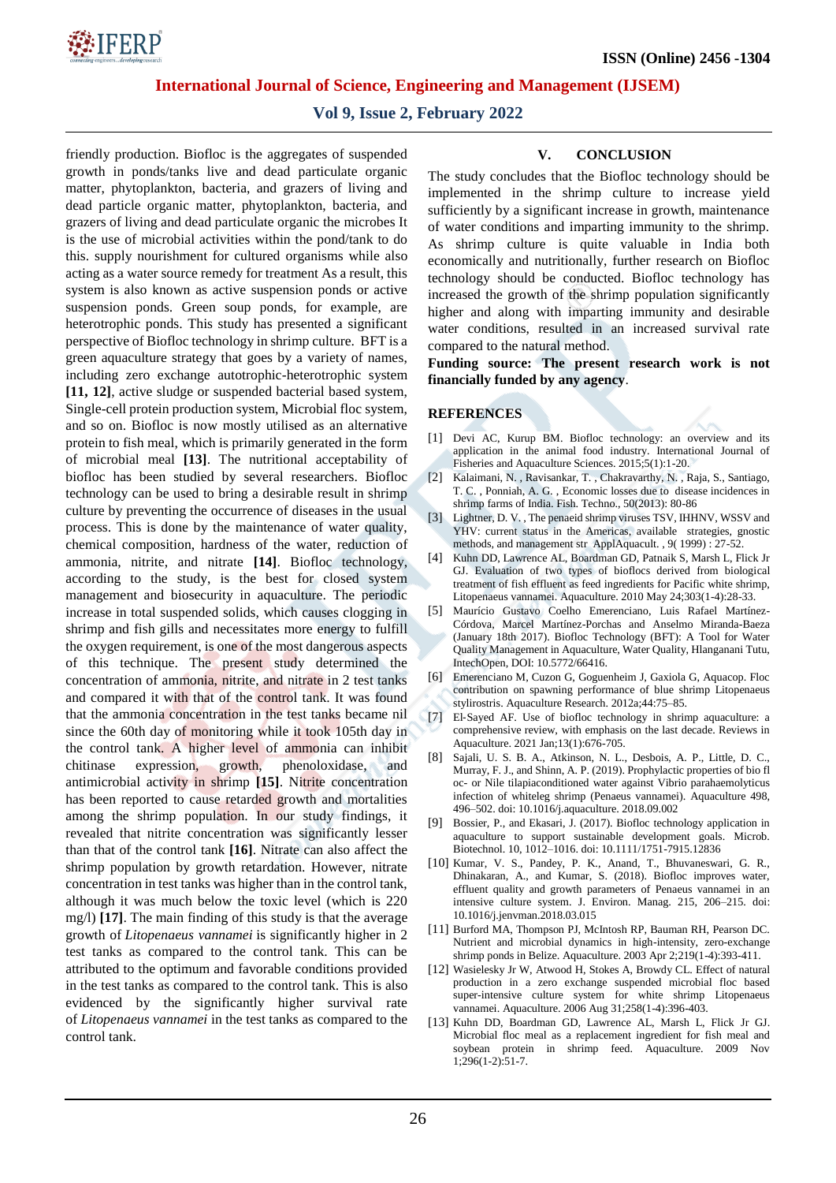friendly production. Biofloc is the aggregates of suspended growth in ponds/tanks live and dead particulate organic matter, phytoplankton, bacteria, and grazers of living and dead particle organic matter, phytoplankton, bacteria, and grazers of living and dead particulate organic the microbes It is the use of microbial activities within the pond/tank to do this. supply nourishment for cultured organisms while also acting as a water source remedy for treatment As a result, this system is also known as active suspension ponds or active suspension ponds. Green soup ponds, for example, are heterotrophic ponds. This study has presented a significant perspective of Biofloc technology in shrimp culture. BFT is a green aquaculture strategy that goes by a variety of names, including zero exchange autotrophic-heterotrophic system **[11, 12]**, active sludge or suspended bacterial based system, Single-cell protein production system, Microbial floc system, and so on. Biofloc is now mostly utilised as an alternative protein to fish meal, which is primarily generated in the form of microbial meal **[13]**. The nutritional acceptability of biofloc has been studied by several researchers. Biofloc technology can be used to bring a desirable result in shrimp culture by preventing the occurrence of diseases in the usual process. This is done by the maintenance of water quality, chemical composition, hardness of the water, reduction of ammonia, nitrite, and nitrate **[14]**. Biofloc technology, according to the study, is the best for closed system management and biosecurity in aquaculture. The periodic increase in total suspended solids, which causes clogging in shrimp and fish gills and necessitates more energy to fulfill the oxygen requirement, is one of the most dangerous aspects of this technique. The present study determined the concentration of ammonia, nitrite, and nitrate in 2 test tanks and compared it with that of the control tank. It was found that the ammonia concentration in the test tanks became nil since the 60th day of monitoring while it took 105th day in the control tank. A higher level of ammonia can inhibit chitinase expression, growth, phenoloxidase, and antimicrobial activity in shrimp **[15]**. Nitrite concentration has been reported to cause retarded growth and mortalities among the shrimp population. In our study findings, it revealed that nitrite concentration was significantly lesser than that of the control tank **[16]**. Nitrate can also affect the shrimp population by growth retardation. However, nitrate concentration in test tanks was higher than in the control tank, although it was much below the toxic level (which is 220 mg/l) **[17]**. The main finding of this study is that the average growth of *Litopenaeus vannamei* is significantly higher in 2 test tanks as compared to the control tank. This can be attributed to the optimum and favorable conditions provided in the test tanks as compared to the control tank. This is also evidenced by the significantly higher survival rate of *Litopenaeus vannamei* in the test tanks as compared to the control tank.

## V. CONCLUSION

The study concludes that the Biofloc technology should be implemented in the shrimp culture to increase yield sufficiently by a significant increase in growth, maintenance of water conditions and imparting immunity to the shrimp. As shrimp culture is quite valuable in India both economically and nutritionally, further research on Biofloc technology should be conducted. Biofloc technology has increased the growth of the shrimp population significantly higher and along with imparting immunity and desirable water conditions, resulted in an increased survival rate compared to the natural method.

**Funding source: The present research work is not financially funded by any agency**.

## REFERENCES

[1] Devi AC, Kurup BM. Biofloc technology: an overview and its application in the animal food industry. International Journal of Fisheries and Aquaculture Sciences. 2015;5(1):1-20.

[2] Kalaimani, N. , Ravisankar, T. , Chakravarthy, N. , Raja, S., Santiago, T. C. , Ponniah, A. G. , Economic losses due to disease incidences in shrimp farms of India. Fish. Techno., 50(2013): 80-86

[3] Lightner, D. V. , The penaeid shrimp viruses TSV, IHHNV, WSSV and YHV: current status in the Americas, available strategies, gnostic methods, and management str ApplAquacult. , 9( 1999) : 27-52.

[4] Kuhn DD, Lawrence AL, Boardman GD, Patnaik S, Marsh L, Flick Jr GJ. Evaluation of two types of bioflocs derived from biological treatment of fish effluent as feed ingredients for Pacific white shrimp, Litopenaeus vannamei. Aquaculture. 2010 May 24;303(1-4):28-33.

[5] Maurício Gustavo Coelho Emerenciano, Luis Rafael Martínez-Córdova, Marcel Martínez-Porchas and Anselmo Miranda-Baeza (January 18th 2017). Biofloc Technology (BFT): A Tool for Water Quality Management in Aquaculture, Water Quality, Hlanganani Tutu, IntechOpen, DOI: 10.5772/66416.

[6] Emerenciano M, Cuzon G, Goguenheim J, Gaxiola G, Aquacop. Floc contribution on spawning performance of blue shrimp Litopenaeus stylirostris. Aquaculture Research. 2012a;44:75–85.

[7] El‐Sayed AF. Use of biofloc technology in shrimp aquaculture: a comprehensive review, with emphasis on the last decade. Reviews in Aquaculture. 2021 Jan;13(1):676-705.

[8] Sajali, U. S. B. A., Atkinson, N. L., Desbois, A. P., Little, D. C., Murray, F. J., and Shinn, A. P. (2019). Prophylactic properties of bio fl oc- or Nile tilapiaconditioned water against Vibrio parahaemolyticus infection of whiteleg shrimp (Penaeus vannamei). Aquaculture 498, 496–502. doi: 10.1016/j.aquaculture. 2018.09.002

[9] Bossier, P., and Ekasari, J. (2017). Biofloc technology application in aquaculture to support sustainable development goals. Microb. Biotechnol. 10, 1012–1016. doi: 10.1111/1751-7915.12836

[10] Kumar, V. S., Pandey, P. K., Anand, T., Bhuvaneswari, G. R., Dhinakaran, A., and Kumar, S. (2018). Biofloc improves water, effluent quality and growth parameters of Penaeus vannamei in an intensive culture system. J. Environ. Manag. 215, 206–215. doi: 10.1016/j.jenvman.2018.03.015

[11] Burford MA, Thompson PJ, McIntosh RP, Bauman RH, Pearson DC. Nutrient and microbial dynamics in high-intensity, zero-exchange shrimp ponds in Belize. Aquaculture. 2003 Apr 2;219(1-4):393-411.

[12] Wasielesky Jr W, Atwood H, Stokes A, Browdy CL. Effect of natural production in a zero exchange suspended microbial floc based super-intensive culture system for white shrimp Litopenaeus vannamei. Aquaculture. 2006 Aug 31;258(1-4):396-403.

[13] Kuhn DD, Boardman GD, Lawrence AL, Marsh L, Flick Jr GJ. Microbial floc meal as a replacement ingredient for fish meal and soybean protein in shrimp feed. Aquaculture. 2009 Nov 1;296(1-2):51-7.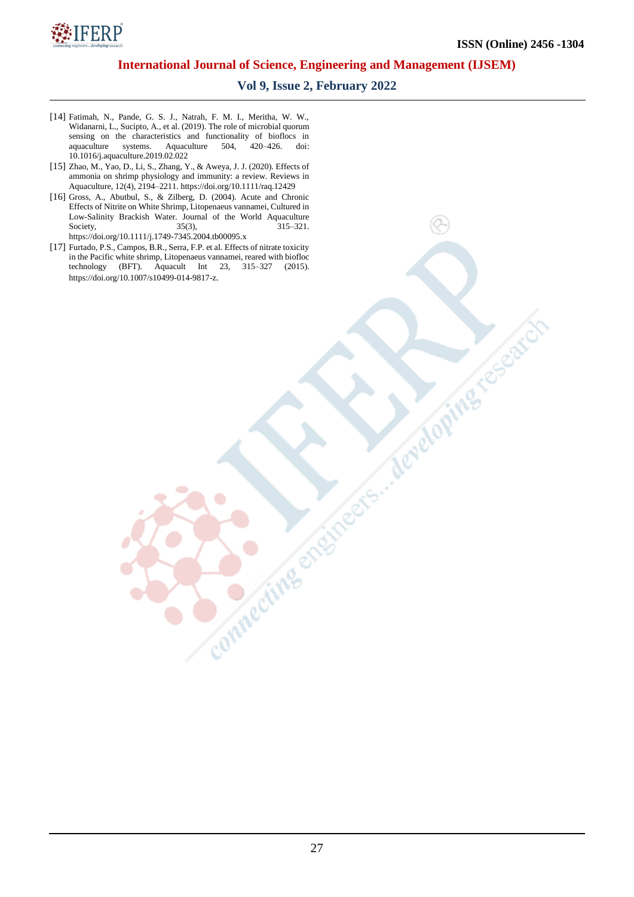[14] Fatimah, N., Pande, G. S. J., Natrah, F. M. I., Meritha, W. W., Widanarni, L., Sucipto, A., et al. (2019). The role of microbial quorum sensing on the characteristics and functionality of bioflocs in aquaculture systems. Aquaculture 504, 420–426. doi: 10.1016/j.aquaculture.2019.02.022

[15] Zhao, M., Yao, D., Li, S., Zhang, Y., & Aweya, J. J. (2020). Effects of ammonia on shrimp physiology and immunity: a review. Reviews in Aquaculture, 12(4), 2194–2211. https://doi.org/10.1111/raq.12429

[16] Gross, A., Abutbul, S., & Zilberg, D. (2004). Acute and Chronic Effects of Nitrite on White Shrimp, Litopenaeus vannamei, Cultured in Low-Salinity Brackish Water. Journal of the World Aquaculture Society, 35(3), 315–321. https://doi.org/10.1111/j.1749-7345.2004.tb00095.x

[17] Furtado, P.S., Campos, B.R., Serra, F.P. et al. Effects of nitrate toxicity in the Pacific white shrimp, Litopenaeus vannamei, reared with biofloc technology (BFT). Aquacult Int 23, 315–327 (2015). https://doi.org/10.1007/s10499-014-9817-z.